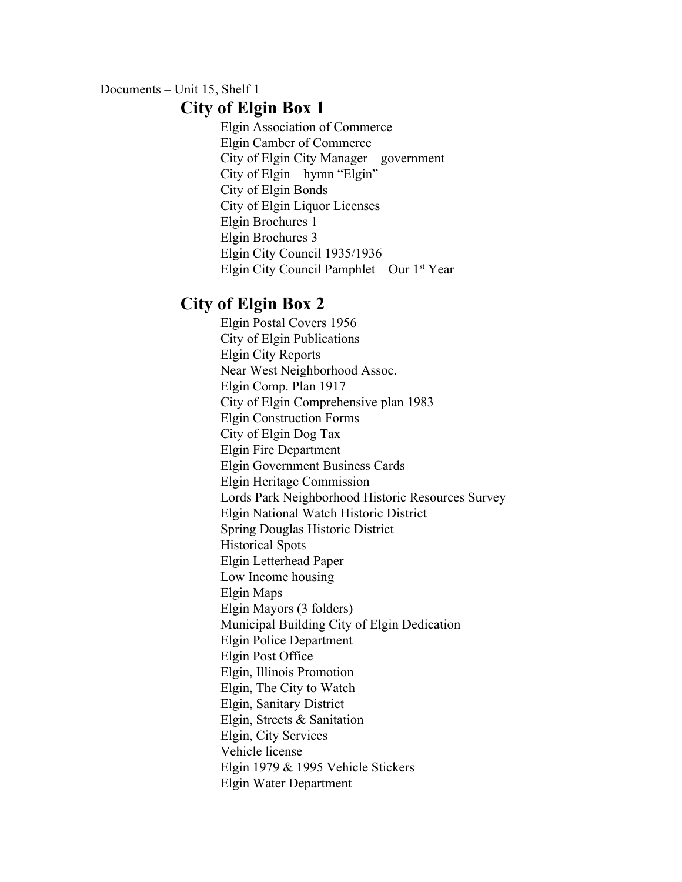Documents – Unit 15, Shelf 1

## City of Elgin Box 1

Elgin Association of Commerce
Elgin Camber of Commerce
City of Elgin City Manager – government
City of Elgin – hymn "Elgin"
City of Elgin Bonds
City of Elgin Liquor Licenses
Elgin Brochures 1
Elgin Brochures 3
Elgin City Council 1935/1936
Elgin City Council Pamphlet – Our 1st Year

## City of Elgin Box 2

Elgin Postal Covers 1956
City of Elgin Publications
Elgin City Reports
Near West Neighborhood Assoc.
Elgin Comp. Plan 1917
City of Elgin Comprehensive plan 1983
Elgin Construction Forms
City of Elgin Dog Tax
Elgin Fire Department
Elgin Government Business Cards
Elgin Heritage Commission
Lords Park Neighborhood Historic Resources Survey
Elgin National Watch Historic District
Spring Douglas Historic District
Historical Spots
Elgin Letterhead Paper
Low Income housing
Elgin Maps
Elgin Mayors (3 folders)
Municipal Building City of Elgin Dedication
Elgin Police Department
Elgin Post Office
Elgin, Illinois Promotion
Elgin, The City to Watch
Elgin, Sanitary District
Elgin, Streets & Sanitation
Elgin, City Services
Vehicle license
Elgin 1979 & 1995 Vehicle Stickers
Elgin Water Department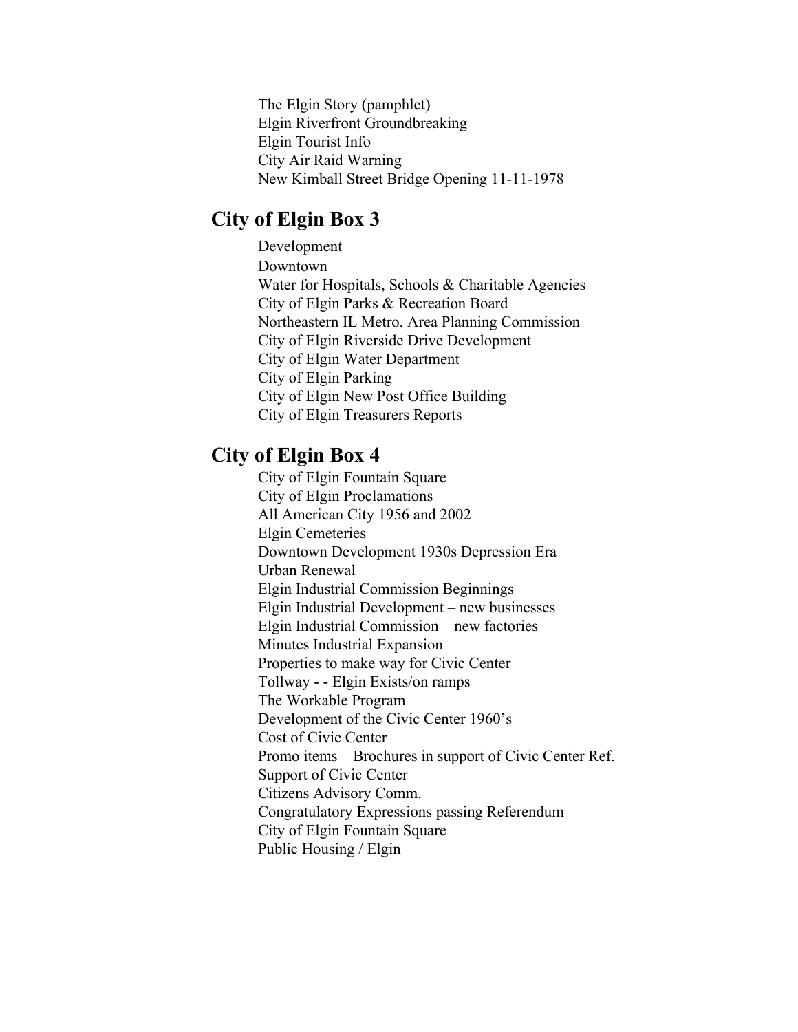The Elgin Story (pamphlet)
Elgin Riverfront Groundbreaking
Elgin Tourist Info
City Air Raid Warning
New Kimball Street Bridge Opening 11-11-1978

## City of Elgin Box 3

Development
Downtown
Water for Hospitals, Schools & Charitable Agencies
City of Elgin Parks & Recreation Board
Northeastern IL Metro. Area Planning Commission
City of Elgin Riverside Drive Development
City of Elgin Water Department
City of Elgin Parking
City of Elgin New Post Office Building
City of Elgin Treasurers Reports

## City of Elgin Box 4

City of Elgin Fountain Square
City of Elgin Proclamations
All American City 1956 and 2002
Elgin Cemeteries
Downtown Development 1930s Depression Era
Urban Renewal
Elgin Industrial Commission Beginnings
Elgin Industrial Development – new businesses
Elgin Industrial Commission – new factories
Minutes Industrial Expansion
Properties to make way for Civic Center
Tollway - - Elgin Exists/on ramps
The Workable Program
Development of the Civic Center 1960's
Cost of Civic Center
Promo items – Brochures in support of Civic Center Ref.
Support of Civic Center
Citizens Advisory Comm.
Congratulatory Expressions passing Referendum
City of Elgin Fountain Square
Public Housing / Elgin